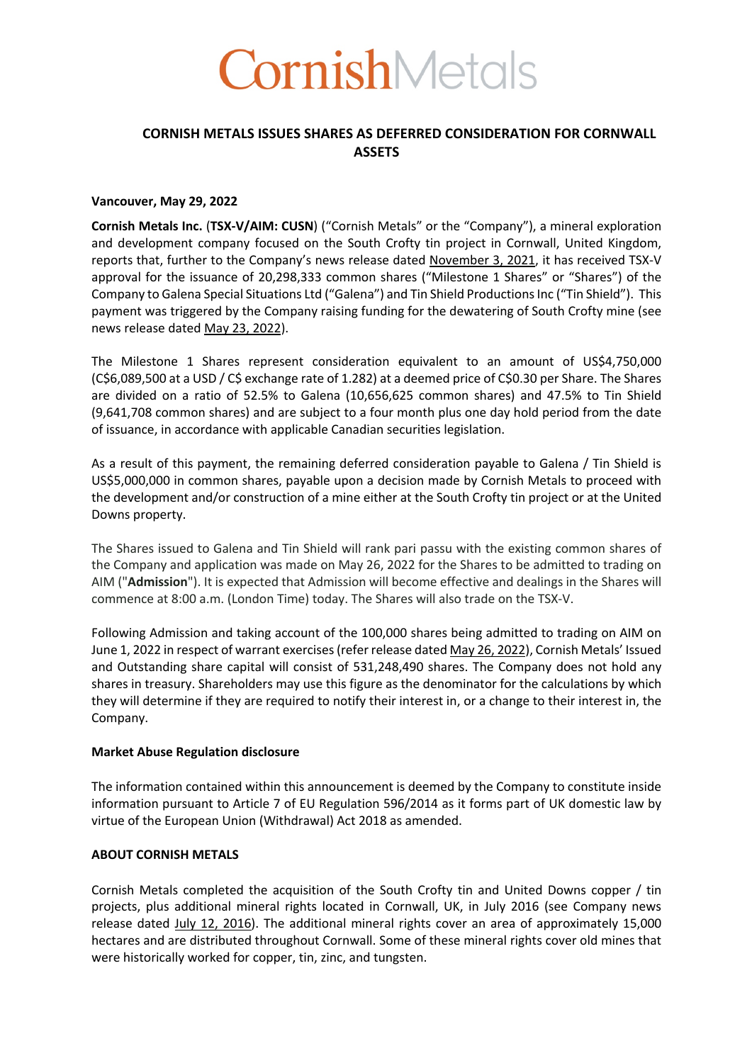# CornishMetals

## CORNISH METALS ISSUES SHARES AS DEFERRED CONSIDERATION FOR CORNWALL ASSETS

**Vancouver, May 29, 2022**

**Cornish Metals Inc.** (**TSX-V/AIM: CUSN**) ("Cornish Metals" or the "Company"), a mineral exploration and development company focused on the South Crofty tin project in Cornwall, United Kingdom, reports that, further to the Company's news release dated November 3, 2021, it has received TSX-V approval for the issuance of 20,298,333 common shares ("Milestone 1 Shares" or "Shares") of the Company to Galena Special Situations Ltd ("Galena") and Tin Shield Productions Inc ("Tin Shield"). This payment was triggered by the Company raising funding for the dewatering of South Crofty mine (see news release dated May 23, 2022).

The Milestone 1 Shares represent consideration equivalent to an amount of US$4,750,000 (C$6,089,500 at a USD / C$ exchange rate of 1.282) at a deemed price of C$0.30 per Share. The Shares are divided on a ratio of 52.5% to Galena (10,656,625 common shares) and 47.5% to Tin Shield (9,641,708 common shares) and are subject to a four month plus one day hold period from the date of issuance, in accordance with applicable Canadian securities legislation.

As a result of this payment, the remaining deferred consideration payable to Galena / Tin Shield is US$5,000,000 in common shares, payable upon a decision made by Cornish Metals to proceed with the development and/or construction of a mine either at the South Crofty tin project or at the United Downs property.

The Shares issued to Galena and Tin Shield will rank pari passu with the existing common shares of the Company and application was made on May 26, 2022 for the Shares to be admitted to trading on AIM ("**Admission**"). It is expected that Admission will become effective and dealings in the Shares will commence at 8:00 a.m. (London Time) today. The Shares will also trade on the TSX-V.

Following Admission and taking account of the 100,000 shares being admitted to trading on AIM on June 1, 2022 in respect of warrant exercises (refer release dated May 26, 2022), Cornish Metals' Issued and Outstanding share capital will consist of 531,248,490 shares. The Company does not hold any shares in treasury. Shareholders may use this figure as the denominator for the calculations by which they will determine if they are required to notify their interest in, or a change to their interest in, the Company.

**Market Abuse Regulation disclosure**

The information contained within this announcement is deemed by the Company to constitute inside information pursuant to Article 7 of EU Regulation 596/2014 as it forms part of UK domestic law by virtue of the European Union (Withdrawal) Act 2018 as amended.

**ABOUT CORNISH METALS**

Cornish Metals completed the acquisition of the South Crofty tin and United Downs copper / tin projects, plus additional mineral rights located in Cornwall, UK, in July 2016 (see Company news release dated July 12, 2016). The additional mineral rights cover an area of approximately 15,000 hectares and are distributed throughout Cornwall. Some of these mineral rights cover old mines that were historically worked for copper, tin, zinc, and tungsten.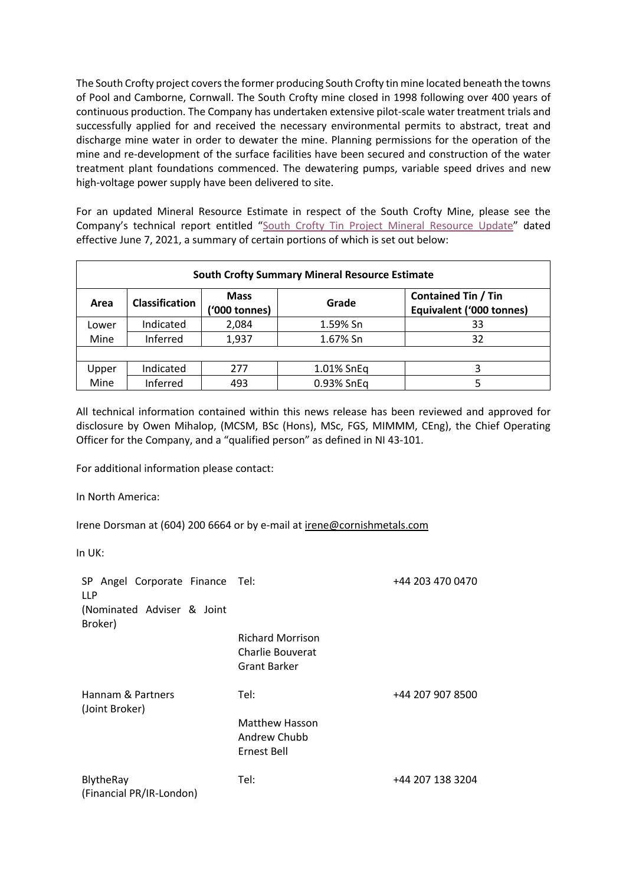The South Crofty project covers the former producing South Crofty tin mine located beneath the towns of Pool and Camborne, Cornwall. The South Crofty mine closed in 1998 following over 400 years of continuous production. The Company has undertaken extensive pilot-scale water treatment trials and successfully applied for and received the necessary environmental permits to abstract, treat and discharge mine water in order to dewater the mine. Planning permissions for the operation of the mine and re-development of the surface facilities have been secured and construction of the water treatment plant foundations commenced. The dewatering pumps, variable speed drives and new high-voltage power supply have been delivered to site.

For an updated Mineral Resource Estimate in respect of the South Crofty Mine, please see the Company's technical report entitled "South Crofty Tin Project Mineral Resource Update" dated effective June 7, 2021, a summary of certain portions of which is set out below:

| South Crofty Summary Mineral Resource Estimate | | | | |
|---|---|---|---|---|
| **Area** | **Classification** | **Mass ('000 tonnes)** | **Grade** | **Contained Tin / Tin Equivalent ('000 tonnes)** |
| Lower Mine | Indicated | 2,084 | 1.59% Sn | 33 |
| | Inferred | 1,937 | 1.67% Sn | 32 |
| | | | | |
| Upper Mine | Indicated | 277 | 1.01% SnEq | 3 |
| | Inferred | 493 | 0.93% SnEq | 5 |

All technical information contained within this news release has been reviewed and approved for disclosure by Owen Mihalop, (MCSM, BSc (Hons), MSc, FGS, MIMMM, CEng), the Chief Operating Officer for the Company, and a "qualified person" as defined in NI 43-101.

For additional information please contact:

In North America:

Irene Dorsman at (604) 200 6664 or by e-mail at irene@cornishmetals.com

In UK:

| | | |
|---|---|---|
| SP Angel Corporate Finance LLP (Nominated Adviser & Joint Broker) | Tel: | +44 203 470 0470 |
| | Richard Morrison<br>Charlie Bouverat<br>Grant Barker | |
| Hannam & Partners (Joint Broker) | Tel: | +44 207 907 8500 |
| | Matthew Hasson<br>Andrew Chubb<br>Ernest Bell | |
| BlytheRay (Financial PR/IR-London) | Tel: | +44 207 138 3204 |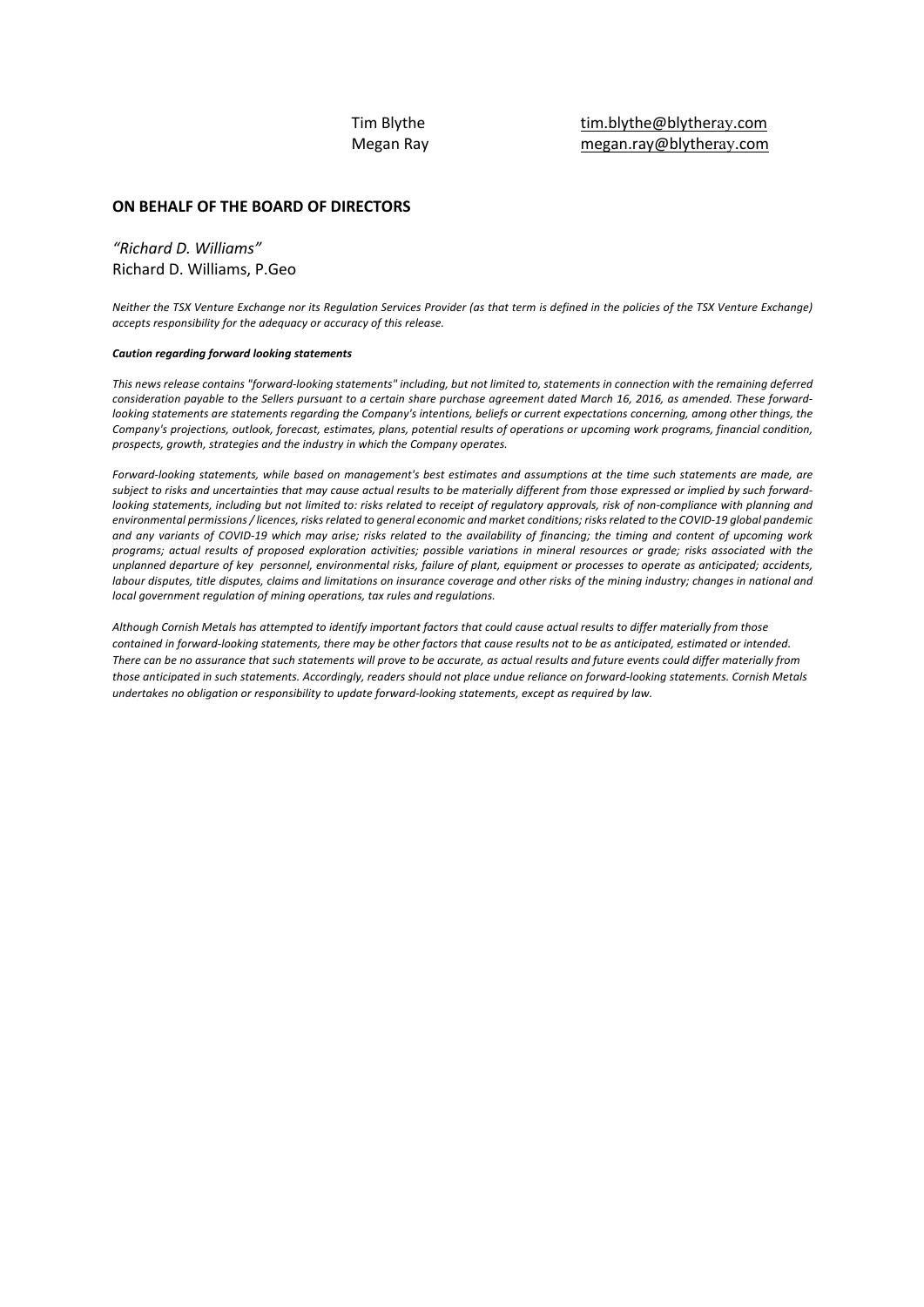| | |
|---|---|
| Tim Blythe | tim.blythe@blytheray.com |
| Megan Ray | megan.ray@blytheray.com |

**ON BEHALF OF THE BOARD OF DIRECTORS**

*"Richard D. Williams"*
Richard D. Williams, P.Geo

*Neither the TSX Venture Exchange nor its Regulation Services Provider (as that term is defined in the policies of the TSX Venture Exchange) accepts responsibility for the adequacy or accuracy of this release.*

***Caution regarding forward looking statements***

*This news release contains "forward-looking statements" including, but not limited to, statements in connection with the remaining deferred consideration payable to the Sellers pursuant to a certain share purchase agreement dated March 16, 2016, as amended. These forward-looking statements are statements regarding the Company's intentions, beliefs or current expectations concerning, among other things, the Company's projections, outlook, forecast, estimates, plans, potential results of operations or upcoming work programs, financial condition, prospects, growth, strategies and the industry in which the Company operates.*

*Forward-looking statements, while based on management's best estimates and assumptions at the time such statements are made, are subject to risks and uncertainties that may cause actual results to be materially different from those expressed or implied by such forward-looking statements, including but not limited to: risks related to receipt of regulatory approvals, risk of non-compliance with planning and environmental permissions / licences, risks related to general economic and market conditions; risks related to the COVID-19 global pandemic and any variants of COVID-19 which may arise; risks related to the availability of financing; the timing and content of upcoming work programs; actual results of proposed exploration activities; possible variations in mineral resources or grade; risks associated with the unplanned departure of key personnel, environmental risks, failure of plant, equipment or processes to operate as anticipated; accidents, labour disputes, title disputes, claims and limitations on insurance coverage and other risks of the mining industry; changes in national and local government regulation of mining operations, tax rules and regulations.*

*Although Cornish Metals has attempted to identify important factors that could cause actual results to differ materially from those contained in forward-looking statements, there may be other factors that cause results not to be as anticipated, estimated or intended. There can be no assurance that such statements will prove to be accurate, as actual results and future events could differ materially from those anticipated in such statements. Accordingly, readers should not place undue reliance on forward-looking statements. Cornish Metals undertakes no obligation or responsibility to update forward-looking statements, except as required by law.*